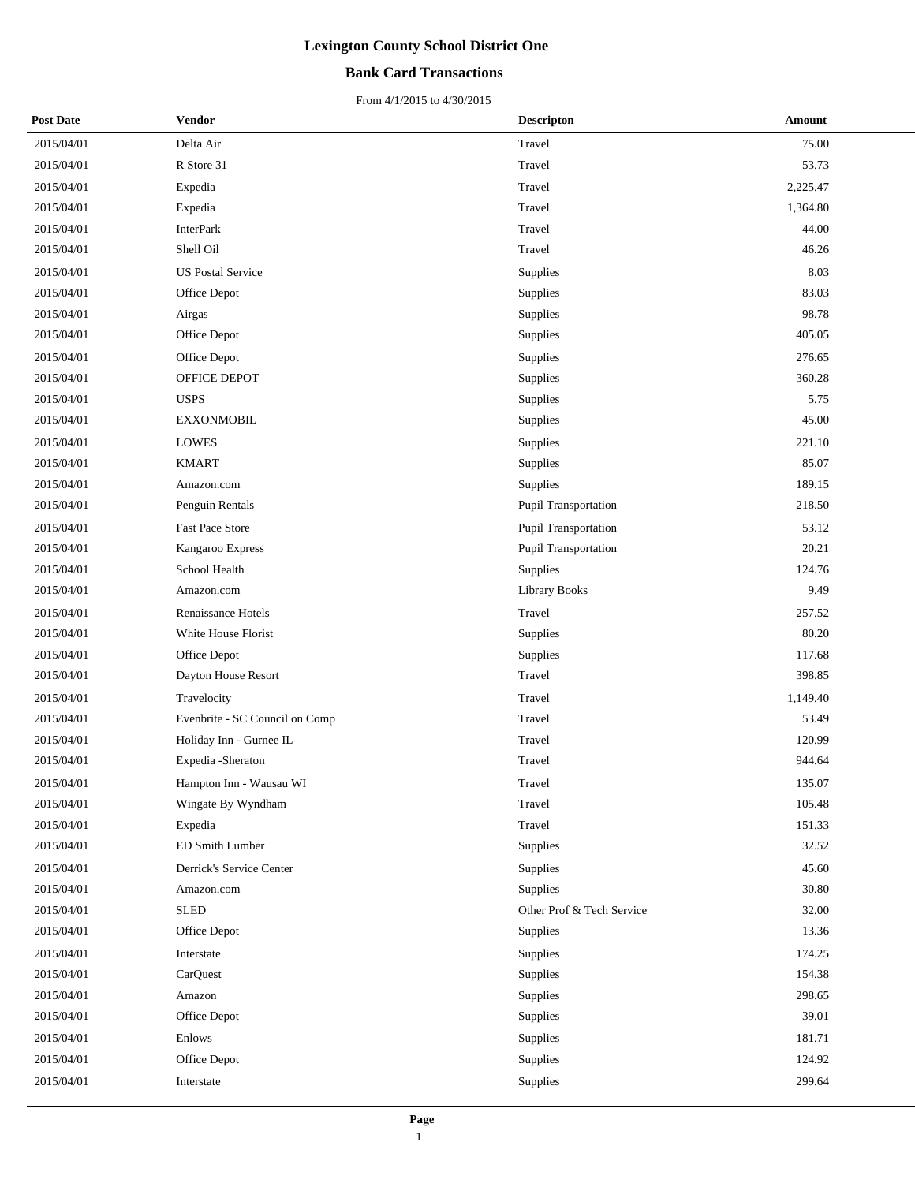# Lexington County School District One

## Bank Card Transactions

From 4/1/2015 to 4/30/2015

| Post Date | Vendor | Descripton | Amount |
|---|---|---|---|
| 2015/04/01 | Delta Air | Travel | 75.00 |
| 2015/04/01 | R Store 31 | Travel | 53.73 |
| 2015/04/01 | Expedia | Travel | 2,225.47 |
| 2015/04/01 | Expedia | Travel | 1,364.80 |
| 2015/04/01 | InterPark | Travel | 44.00 |
| 2015/04/01 | Shell Oil | Travel | 46.26 |
| 2015/04/01 | US Postal Service | Supplies | 8.03 |
| 2015/04/01 | Office Depot | Supplies | 83.03 |
| 2015/04/01 | Airgas | Supplies | 98.78 |
| 2015/04/01 | Office Depot | Supplies | 405.05 |
| 2015/04/01 | Office Depot | Supplies | 276.65 |
| 2015/04/01 | OFFICE DEPOT | Supplies | 360.28 |
| 2015/04/01 | USPS | Supplies | 5.75 |
| 2015/04/01 | EXXONMOBIL | Supplies | 45.00 |
| 2015/04/01 | LOWES | Supplies | 221.10 |
| 2015/04/01 | KMART | Supplies | 85.07 |
| 2015/04/01 | Amazon.com | Supplies | 189.15 |
| 2015/04/01 | Penguin Rentals | Pupil Transportation | 218.50 |
| 2015/04/01 | Fast Pace Store | Pupil Transportation | 53.12 |
| 2015/04/01 | Kangaroo Express | Pupil Transportation | 20.21 |
| 2015/04/01 | School Health | Supplies | 124.76 |
| 2015/04/01 | Amazon.com | Library Books | 9.49 |
| 2015/04/01 | Renaissance Hotels | Travel | 257.52 |
| 2015/04/01 | White House Florist | Supplies | 80.20 |
| 2015/04/01 | Office Depot | Supplies | 117.68 |
| 2015/04/01 | Dayton House Resort | Travel | 398.85 |
| 2015/04/01 | Travelocity | Travel | 1,149.40 |
| 2015/04/01 | Evenbrite - SC Council on Comp | Travel | 53.49 |
| 2015/04/01 | Holiday Inn - Gurnee IL | Travel | 120.99 |
| 2015/04/01 | Expedia -Sheraton | Travel | 944.64 |
| 2015/04/01 | Hampton Inn - Wausau WI | Travel | 135.07 |
| 2015/04/01 | Wingate By Wyndham | Travel | 105.48 |
| 2015/04/01 | Expedia | Travel | 151.33 |
| 2015/04/01 | ED Smith Lumber | Supplies | 32.52 |
| 2015/04/01 | Derrick's Service Center | Supplies | 45.60 |
| 2015/04/01 | Amazon.com | Supplies | 30.80 |
| 2015/04/01 | SLED | Other Prof & Tech Service | 32.00 |
| 2015/04/01 | Office Depot | Supplies | 13.36 |
| 2015/04/01 | Interstate | Supplies | 174.25 |
| 2015/04/01 | CarQuest | Supplies | 154.38 |
| 2015/04/01 | Amazon | Supplies | 298.65 |
| 2015/04/01 | Office Depot | Supplies | 39.01 |
| 2015/04/01 | Enlows | Supplies | 181.71 |
| 2015/04/01 | Office Depot | Supplies | 124.92 |
| 2015/04/01 | Interstate | Supplies | 299.64 |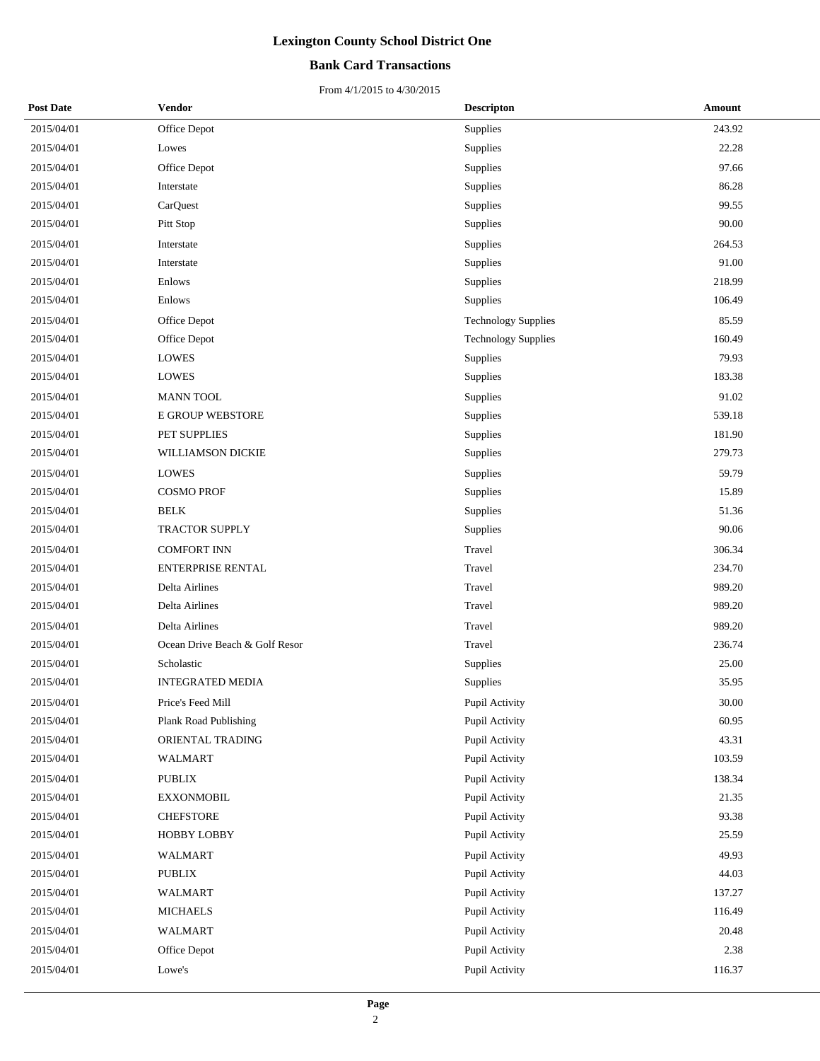# Lexington County School District One

## Bank Card Transactions

From 4/1/2015 to 4/30/2015

| Post Date | Vendor | Descripton | Amount |
|---|---|---|---|
| 2015/04/01 | Office Depot | Supplies | 243.92 |
| 2015/04/01 | Lowes | Supplies | 22.28 |
| 2015/04/01 | Office Depot | Supplies | 97.66 |
| 2015/04/01 | Interstate | Supplies | 86.28 |
| 2015/04/01 | CarQuest | Supplies | 99.55 |
| 2015/04/01 | Pitt Stop | Supplies | 90.00 |
| 2015/04/01 | Interstate | Supplies | 264.53 |
| 2015/04/01 | Interstate | Supplies | 91.00 |
| 2015/04/01 | Enlows | Supplies | 218.99 |
| 2015/04/01 | Enlows | Supplies | 106.49 |
| 2015/04/01 | Office Depot | Technology Supplies | 85.59 |
| 2015/04/01 | Office Depot | Technology Supplies | 160.49 |
| 2015/04/01 | LOWES | Supplies | 79.93 |
| 2015/04/01 | LOWES | Supplies | 183.38 |
| 2015/04/01 | MANN TOOL | Supplies | 91.02 |
| 2015/04/01 | E GROUP WEBSTORE | Supplies | 539.18 |
| 2015/04/01 | PET SUPPLIES | Supplies | 181.90 |
| 2015/04/01 | WILLIAMSON DICKIE | Supplies | 279.73 |
| 2015/04/01 | LOWES | Supplies | 59.79 |
| 2015/04/01 | COSMO PROF | Supplies | 15.89 |
| 2015/04/01 | BELK | Supplies | 51.36 |
| 2015/04/01 | TRACTOR SUPPLY | Supplies | 90.06 |
| 2015/04/01 | COMFORT INN | Travel | 306.34 |
| 2015/04/01 | ENTERPRISE RENTAL | Travel | 234.70 |
| 2015/04/01 | Delta Airlines | Travel | 989.20 |
| 2015/04/01 | Delta Airlines | Travel | 989.20 |
| 2015/04/01 | Delta Airlines | Travel | 989.20 |
| 2015/04/01 | Ocean Drive Beach & Golf Resor | Travel | 236.74 |
| 2015/04/01 | Scholastic | Supplies | 25.00 |
| 2015/04/01 | INTEGRATED MEDIA | Supplies | 35.95 |
| 2015/04/01 | Price's Feed Mill | Pupil Activity | 30.00 |
| 2015/04/01 | Plank Road Publishing | Pupil Activity | 60.95 |
| 2015/04/01 | ORIENTAL TRADING | Pupil Activity | 43.31 |
| 2015/04/01 | WALMART | Pupil Activity | 103.59 |
| 2015/04/01 | PUBLIX | Pupil Activity | 138.34 |
| 2015/04/01 | EXXONMOBIL | Pupil Activity | 21.35 |
| 2015/04/01 | CHEFSTORE | Pupil Activity | 93.38 |
| 2015/04/01 | HOBBY LOBBY | Pupil Activity | 25.59 |
| 2015/04/01 | WALMART | Pupil Activity | 49.93 |
| 2015/04/01 | PUBLIX | Pupil Activity | 44.03 |
| 2015/04/01 | WALMART | Pupil Activity | 137.27 |
| 2015/04/01 | MICHAELS | Pupil Activity | 116.49 |
| 2015/04/01 | WALMART | Pupil Activity | 20.48 |
| 2015/04/01 | Office Depot | Pupil Activity | 2.38 |
| 2015/04/01 | Lowe's | Pupil Activity | 116.37 |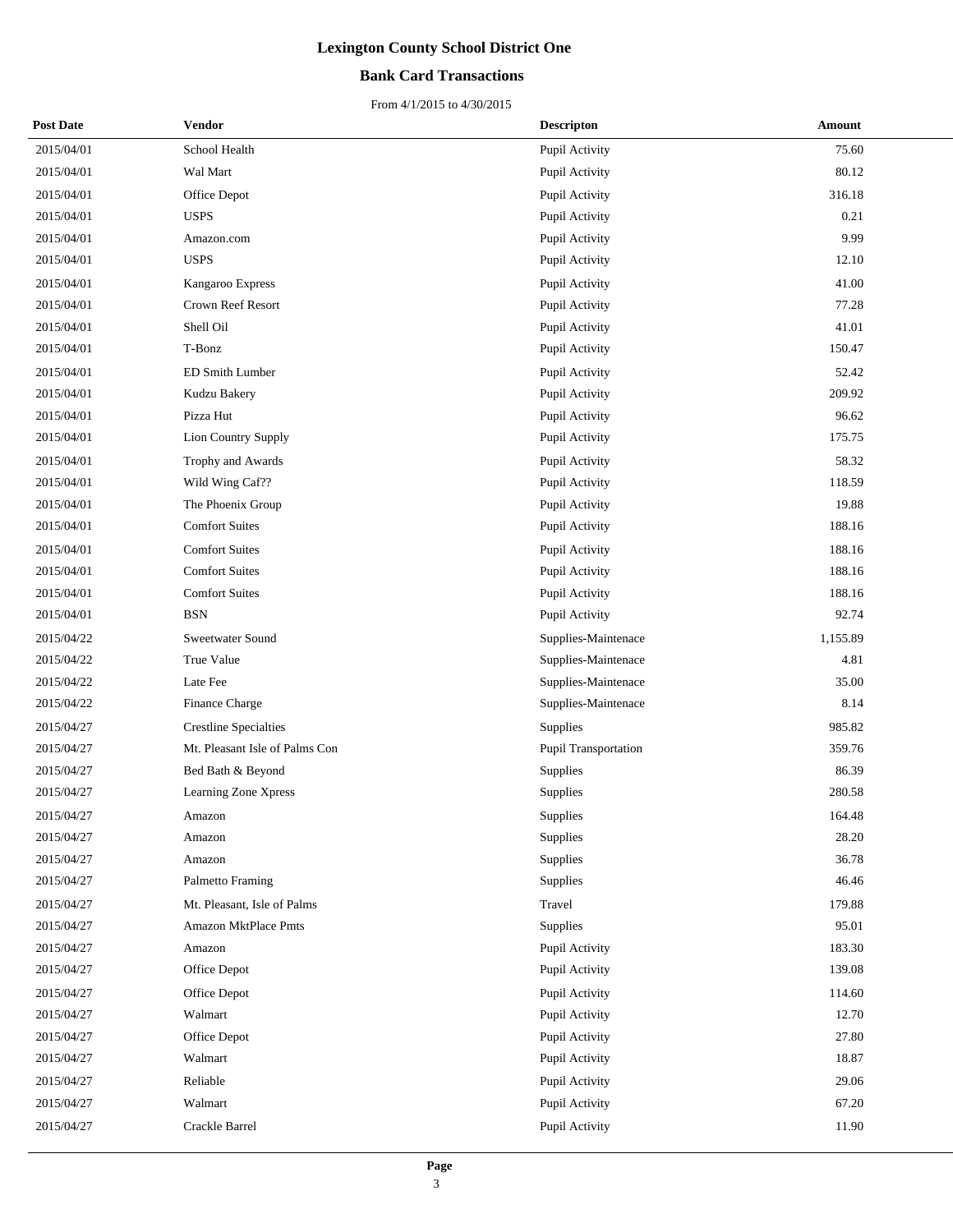# Lexington County School District One

## Bank Card Transactions

From 4/1/2015 to 4/30/2015

| Post Date | Vendor | Descripton | Amount |
|---|---|---|---|
| 2015/04/01 | School Health | Pupil Activity | 75.60 |
| 2015/04/01 | Wal Mart | Pupil Activity | 80.12 |
| 2015/04/01 | Office Depot | Pupil Activity | 316.18 |
| 2015/04/01 | USPS | Pupil Activity | 0.21 |
| 2015/04/01 | Amazon.com | Pupil Activity | 9.99 |
| 2015/04/01 | USPS | Pupil Activity | 12.10 |
| 2015/04/01 | Kangaroo Express | Pupil Activity | 41.00 |
| 2015/04/01 | Crown Reef Resort | Pupil Activity | 77.28 |
| 2015/04/01 | Shell Oil | Pupil Activity | 41.01 |
| 2015/04/01 | T-Bonz | Pupil Activity | 150.47 |
| 2015/04/01 | ED Smith Lumber | Pupil Activity | 52.42 |
| 2015/04/01 | Kudzu Bakery | Pupil Activity | 209.92 |
| 2015/04/01 | Pizza Hut | Pupil Activity | 96.62 |
| 2015/04/01 | Lion Country Supply | Pupil Activity | 175.75 |
| 2015/04/01 | Trophy and Awards | Pupil Activity | 58.32 |
| 2015/04/01 | Wild Wing Caf?? | Pupil Activity | 118.59 |
| 2015/04/01 | The Phoenix Group | Pupil Activity | 19.88 |
| 2015/04/01 | Comfort Suites | Pupil Activity | 188.16 |
| 2015/04/01 | Comfort Suites | Pupil Activity | 188.16 |
| 2015/04/01 | Comfort Suites | Pupil Activity | 188.16 |
| 2015/04/01 | Comfort Suites | Pupil Activity | 188.16 |
| 2015/04/01 | BSN | Pupil Activity | 92.74 |
| 2015/04/22 | Sweetwater Sound | Supplies-Maintenace | 1,155.89 |
| 2015/04/22 | True Value | Supplies-Maintenace | 4.81 |
| 2015/04/22 | Late Fee | Supplies-Maintenace | 35.00 |
| 2015/04/22 | Finance Charge | Supplies-Maintenace | 8.14 |
| 2015/04/27 | Crestline Specialties | Supplies | 985.82 |
| 2015/04/27 | Mt. Pleasant Isle of Palms Con | Pupil Transportation | 359.76 |
| 2015/04/27 | Bed Bath & Beyond | Supplies | 86.39 |
| 2015/04/27 | Learning Zone Xpress | Supplies | 280.58 |
| 2015/04/27 | Amazon | Supplies | 164.48 |
| 2015/04/27 | Amazon | Supplies | 28.20 |
| 2015/04/27 | Amazon | Supplies | 36.78 |
| 2015/04/27 | Palmetto Framing | Supplies | 46.46 |
| 2015/04/27 | Mt. Pleasant, Isle of Palms | Travel | 179.88 |
| 2015/04/27 | Amazon MktPlace Pmts | Supplies | 95.01 |
| 2015/04/27 | Amazon | Pupil Activity | 183.30 |
| 2015/04/27 | Office Depot | Pupil Activity | 139.08 |
| 2015/04/27 | Office Depot | Pupil Activity | 114.60 |
| 2015/04/27 | Walmart | Pupil Activity | 12.70 |
| 2015/04/27 | Office Depot | Pupil Activity | 27.80 |
| 2015/04/27 | Walmart | Pupil Activity | 18.87 |
| 2015/04/27 | Reliable | Pupil Activity | 29.06 |
| 2015/04/27 | Walmart | Pupil Activity | 67.20 |
| 2015/04/27 | Crackle Barrel | Pupil Activity | 11.90 |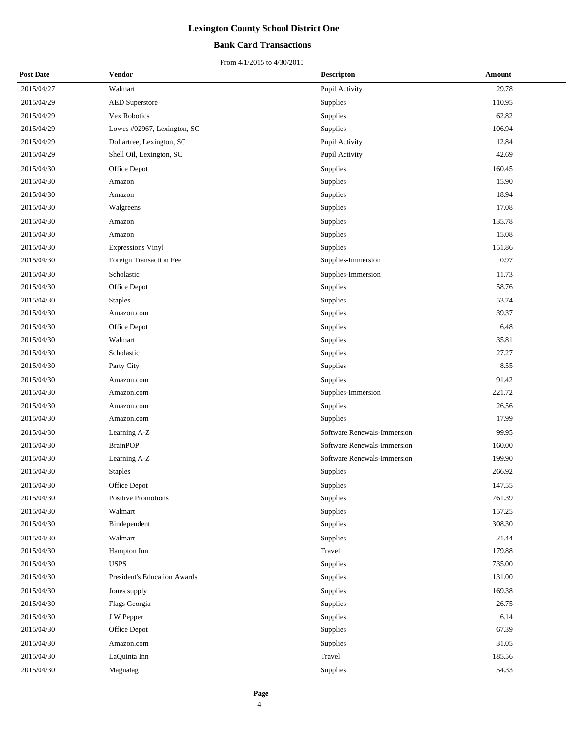# Lexington County School District One

## Bank Card Transactions

From 4/1/2015 to 4/30/2015

| Post Date | Vendor | Descripton | Amount |
|---|---|---|---|
| 2015/04/27 | Walmart | Pupil Activity | 29.78 |
| 2015/04/29 | AED Superstore | Supplies | 110.95 |
| 2015/04/29 | Vex Robotics | Supplies | 62.82 |
| 2015/04/29 | Lowes #02967, Lexington, SC | Supplies | 106.94 |
| 2015/04/29 | Dollartree, Lexington, SC | Pupil Activity | 12.84 |
| 2015/04/29 | Shell Oil, Lexington, SC | Pupil Activity | 42.69 |
| 2015/04/30 | Office Depot | Supplies | 160.45 |
| 2015/04/30 | Amazon | Supplies | 15.90 |
| 2015/04/30 | Amazon | Supplies | 18.94 |
| 2015/04/30 | Walgreens | Supplies | 17.08 |
| 2015/04/30 | Amazon | Supplies | 135.78 |
| 2015/04/30 | Amazon | Supplies | 15.08 |
| 2015/04/30 | Expressions Vinyl | Supplies | 151.86 |
| 2015/04/30 | Foreign Transaction Fee | Supplies-Immersion | 0.97 |
| 2015/04/30 | Scholastic | Supplies-Immersion | 11.73 |
| 2015/04/30 | Office Depot | Supplies | 58.76 |
| 2015/04/30 | Staples | Supplies | 53.74 |
| 2015/04/30 | Amazon.com | Supplies | 39.37 |
| 2015/04/30 | Office Depot | Supplies | 6.48 |
| 2015/04/30 | Walmart | Supplies | 35.81 |
| 2015/04/30 | Scholastic | Supplies | 27.27 |
| 2015/04/30 | Party City | Supplies | 8.55 |
| 2015/04/30 | Amazon.com | Supplies | 91.42 |
| 2015/04/30 | Amazon.com | Supplies-Immersion | 221.72 |
| 2015/04/30 | Amazon.com | Supplies | 26.56 |
| 2015/04/30 | Amazon.com | Supplies | 17.99 |
| 2015/04/30 | Learning A-Z | Software Renewals-Immersion | 99.95 |
| 2015/04/30 | BrainPOP | Software Renewals-Immersion | 160.00 |
| 2015/04/30 | Learning A-Z | Software Renewals-Immersion | 199.90 |
| 2015/04/30 | Staples | Supplies | 266.92 |
| 2015/04/30 | Office Depot | Supplies | 147.55 |
| 2015/04/30 | Positive Promotions | Supplies | 761.39 |
| 2015/04/30 | Walmart | Supplies | 157.25 |
| 2015/04/30 | Bindependent | Supplies | 308.30 |
| 2015/04/30 | Walmart | Supplies | 21.44 |
| 2015/04/30 | Hampton Inn | Travel | 179.88 |
| 2015/04/30 | USPS | Supplies | 735.00 |
| 2015/04/30 | President's Education Awards | Supplies | 131.00 |
| 2015/04/30 | Jones supply | Supplies | 169.38 |
| 2015/04/30 | Flags Georgia | Supplies | 26.75 |
| 2015/04/30 | J W Pepper | Supplies | 6.14 |
| 2015/04/30 | Office Depot | Supplies | 67.39 |
| 2015/04/30 | Amazon.com | Supplies | 31.05 |
| 2015/04/30 | LaQuinta Inn | Travel | 185.56 |
| 2015/04/30 | Magnatag | Supplies | 54.33 |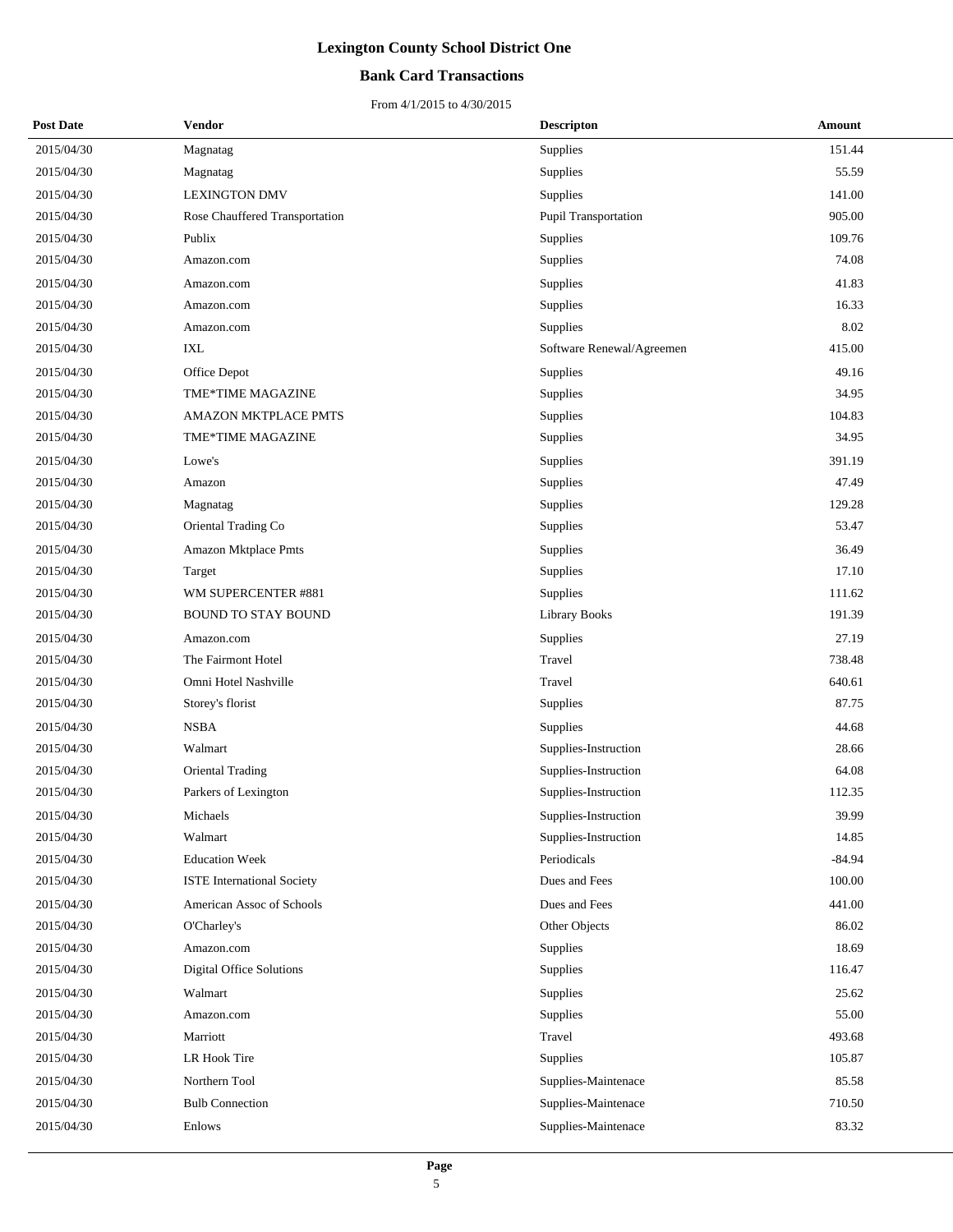# Lexington County School District One

## Bank Card Transactions

From 4/1/2015 to 4/30/2015

| Post Date | Vendor | Descripton | Amount |
|---|---|---|---|
| 2015/04/30 | Magnatag | Supplies | 151.44 |
| 2015/04/30 | Magnatag | Supplies | 55.59 |
| 2015/04/30 | LEXINGTON DMV | Supplies | 141.00 |
| 2015/04/30 | Rose Chauffered Transportation | Pupil Transportation | 905.00 |
| 2015/04/30 | Publix | Supplies | 109.76 |
| 2015/04/30 | Amazon.com | Supplies | 74.08 |
| 2015/04/30 | Amazon.com | Supplies | 41.83 |
| 2015/04/30 | Amazon.com | Supplies | 16.33 |
| 2015/04/30 | Amazon.com | Supplies | 8.02 |
| 2015/04/30 | IXL | Software Renewal/Agreemen | 415.00 |
| 2015/04/30 | Office Depot | Supplies | 49.16 |
| 2015/04/30 | TME*TIME MAGAZINE | Supplies | 34.95 |
| 2015/04/30 | AMAZON MKTPLACE PMTS | Supplies | 104.83 |
| 2015/04/30 | TME*TIME MAGAZINE | Supplies | 34.95 |
| 2015/04/30 | Lowe's | Supplies | 391.19 |
| 2015/04/30 | Amazon | Supplies | 47.49 |
| 2015/04/30 | Magnatag | Supplies | 129.28 |
| 2015/04/30 | Oriental Trading Co | Supplies | 53.47 |
| 2015/04/30 | Amazon Mktplace Pmts | Supplies | 36.49 |
| 2015/04/30 | Target | Supplies | 17.10 |
| 2015/04/30 | WM SUPERCENTER #881 | Supplies | 111.62 |
| 2015/04/30 | BOUND TO STAY BOUND | Library Books | 191.39 |
| 2015/04/30 | Amazon.com | Supplies | 27.19 |
| 2015/04/30 | The Fairmont Hotel | Travel | 738.48 |
| 2015/04/30 | Omni Hotel Nashville | Travel | 640.61 |
| 2015/04/30 | Storey's florist | Supplies | 87.75 |
| 2015/04/30 | NSBA | Supplies | 44.68 |
| 2015/04/30 | Walmart | Supplies-Instruction | 28.66 |
| 2015/04/30 | Oriental Trading | Supplies-Instruction | 64.08 |
| 2015/04/30 | Parkers of Lexington | Supplies-Instruction | 112.35 |
| 2015/04/30 | Michaels | Supplies-Instruction | 39.99 |
| 2015/04/30 | Walmart | Supplies-Instruction | 14.85 |
| 2015/04/30 | Education Week | Periodicals | -84.94 |
| 2015/04/30 | ISTE International Society | Dues and Fees | 100.00 |
| 2015/04/30 | American Assoc of Schools | Dues and Fees | 441.00 |
| 2015/04/30 | O'Charley's | Other Objects | 86.02 |
| 2015/04/30 | Amazon.com | Supplies | 18.69 |
| 2015/04/30 | Digital Office Solutions | Supplies | 116.47 |
| 2015/04/30 | Walmart | Supplies | 25.62 |
| 2015/04/30 | Amazon.com | Supplies | 55.00 |
| 2015/04/30 | Marriott | Travel | 493.68 |
| 2015/04/30 | LR Hook Tire | Supplies | 105.87 |
| 2015/04/30 | Northern Tool | Supplies-Maintenace | 85.58 |
| 2015/04/30 | Bulb Connection | Supplies-Maintenace | 710.50 |
| 2015/04/30 | Enlows | Supplies-Maintenace | 83.32 |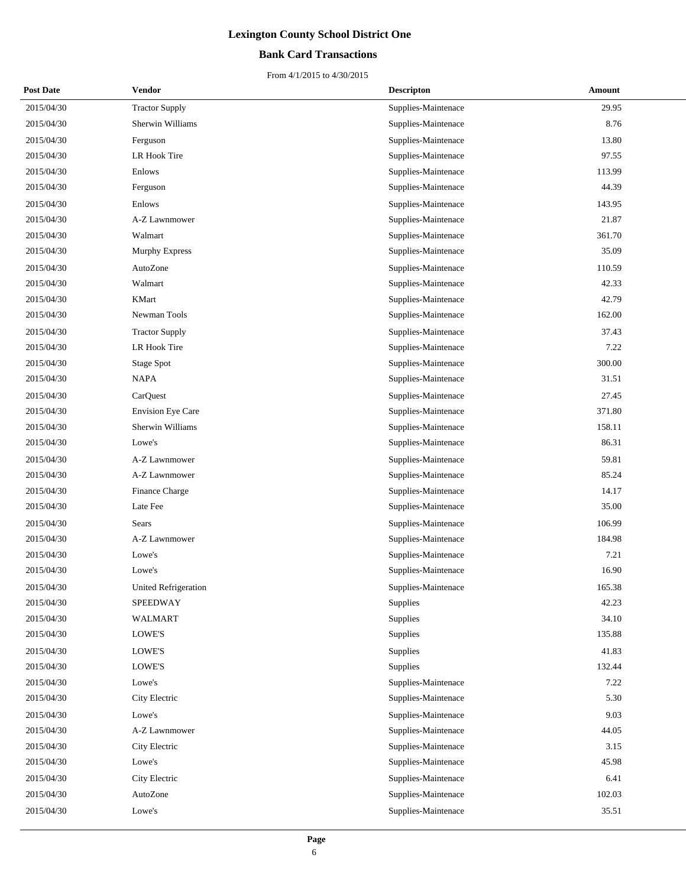# Lexington County School District One

## Bank Card Transactions

From 4/1/2015 to 4/30/2015

| Post Date | Vendor | Descripton | Amount |
|---|---|---|---|
| 2015/04/30 | Tractor Supply | Supplies-Maintenace | 29.95 |
| 2015/04/30 | Sherwin Williams | Supplies-Maintenace | 8.76 |
| 2015/04/30 | Ferguson | Supplies-Maintenace | 13.80 |
| 2015/04/30 | LR Hook Tire | Supplies-Maintenace | 97.55 |
| 2015/04/30 | Enlows | Supplies-Maintenace | 113.99 |
| 2015/04/30 | Ferguson | Supplies-Maintenace | 44.39 |
| 2015/04/30 | Enlows | Supplies-Maintenace | 143.95 |
| 2015/04/30 | A-Z Lawnmower | Supplies-Maintenace | 21.87 |
| 2015/04/30 | Walmart | Supplies-Maintenace | 361.70 |
| 2015/04/30 | Murphy Express | Supplies-Maintenace | 35.09 |
| 2015/04/30 | AutoZone | Supplies-Maintenace | 110.59 |
| 2015/04/30 | Walmart | Supplies-Maintenace | 42.33 |
| 2015/04/30 | KMart | Supplies-Maintenace | 42.79 |
| 2015/04/30 | Newman Tools | Supplies-Maintenace | 162.00 |
| 2015/04/30 | Tractor Supply | Supplies-Maintenace | 37.43 |
| 2015/04/30 | LR Hook Tire | Supplies-Maintenace | 7.22 |
| 2015/04/30 | Stage Spot | Supplies-Maintenace | 300.00 |
| 2015/04/30 | NAPA | Supplies-Maintenace | 31.51 |
| 2015/04/30 | CarQuest | Supplies-Maintenace | 27.45 |
| 2015/04/30 | Envision Eye Care | Supplies-Maintenace | 371.80 |
| 2015/04/30 | Sherwin Williams | Supplies-Maintenace | 158.11 |
| 2015/04/30 | Lowe's | Supplies-Maintenace | 86.31 |
| 2015/04/30 | A-Z Lawnmower | Supplies-Maintenace | 59.81 |
| 2015/04/30 | A-Z Lawnmower | Supplies-Maintenace | 85.24 |
| 2015/04/30 | Finance Charge | Supplies-Maintenace | 14.17 |
| 2015/04/30 | Late Fee | Supplies-Maintenace | 35.00 |
| 2015/04/30 | Sears | Supplies-Maintenace | 106.99 |
| 2015/04/30 | A-Z Lawnmower | Supplies-Maintenace | 184.98 |
| 2015/04/30 | Lowe's | Supplies-Maintenace | 7.21 |
| 2015/04/30 | Lowe's | Supplies-Maintenace | 16.90 |
| 2015/04/30 | United Refrigeration | Supplies-Maintenace | 165.38 |
| 2015/04/30 | SPEEDWAY | Supplies | 42.23 |
| 2015/04/30 | WALMART | Supplies | 34.10 |
| 2015/04/30 | LOWE'S | Supplies | 135.88 |
| 2015/04/30 | LOWE'S | Supplies | 41.83 |
| 2015/04/30 | LOWE'S | Supplies | 132.44 |
| 2015/04/30 | Lowe's | Supplies-Maintenace | 7.22 |
| 2015/04/30 | City Electric | Supplies-Maintenace | 5.30 |
| 2015/04/30 | Lowe's | Supplies-Maintenace | 9.03 |
| 2015/04/30 | A-Z Lawnmower | Supplies-Maintenace | 44.05 |
| 2015/04/30 | City Electric | Supplies-Maintenace | 3.15 |
| 2015/04/30 | Lowe's | Supplies-Maintenace | 45.98 |
| 2015/04/30 | City Electric | Supplies-Maintenace | 6.41 |
| 2015/04/30 | AutoZone | Supplies-Maintenace | 102.03 |
| 2015/04/30 | Lowe's | Supplies-Maintenace | 35.51 |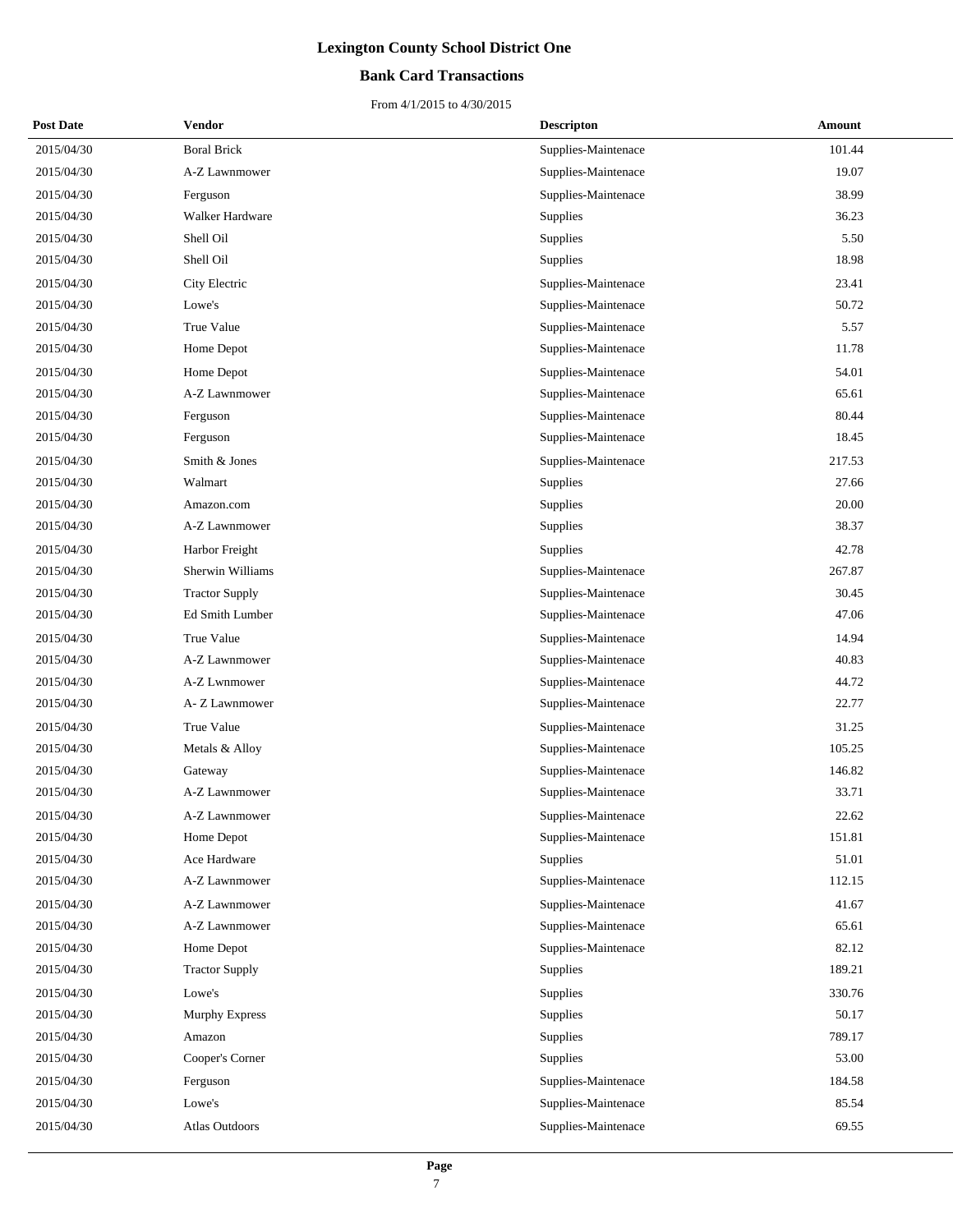# Lexington County School District One

## Bank Card Transactions

From 4/1/2015 to 4/30/2015

| Post Date | Vendor | Descripton | Amount |
|---|---|---|---|
| 2015/04/30 | Boral Brick | Supplies-Maintenace | 101.44 |
| 2015/04/30 | A-Z Lawnmower | Supplies-Maintenace | 19.07 |
| 2015/04/30 | Ferguson | Supplies-Maintenace | 38.99 |
| 2015/04/30 | Walker Hardware | Supplies | 36.23 |
| 2015/04/30 | Shell Oil | Supplies | 5.50 |
| 2015/04/30 | Shell Oil | Supplies | 18.98 |
| 2015/04/30 | City Electric | Supplies-Maintenace | 23.41 |
| 2015/04/30 | Lowe's | Supplies-Maintenace | 50.72 |
| 2015/04/30 | True Value | Supplies-Maintenace | 5.57 |
| 2015/04/30 | Home Depot | Supplies-Maintenace | 11.78 |
| 2015/04/30 | Home Depot | Supplies-Maintenace | 54.01 |
| 2015/04/30 | A-Z Lawnmower | Supplies-Maintenace | 65.61 |
| 2015/04/30 | Ferguson | Supplies-Maintenace | 80.44 |
| 2015/04/30 | Ferguson | Supplies-Maintenace | 18.45 |
| 2015/04/30 | Smith & Jones | Supplies-Maintenace | 217.53 |
| 2015/04/30 | Walmart | Supplies | 27.66 |
| 2015/04/30 | Amazon.com | Supplies | 20.00 |
| 2015/04/30 | A-Z Lawnmower | Supplies | 38.37 |
| 2015/04/30 | Harbor Freight | Supplies | 42.78 |
| 2015/04/30 | Sherwin Williams | Supplies-Maintenace | 267.87 |
| 2015/04/30 | Tractor Supply | Supplies-Maintenace | 30.45 |
| 2015/04/30 | Ed Smith Lumber | Supplies-Maintenace | 47.06 |
| 2015/04/30 | True Value | Supplies-Maintenace | 14.94 |
| 2015/04/30 | A-Z Lawnmower | Supplies-Maintenace | 40.83 |
| 2015/04/30 | A-Z Lwnmower | Supplies-Maintenace | 44.72 |
| 2015/04/30 | A- Z Lawnmower | Supplies-Maintenace | 22.77 |
| 2015/04/30 | True Value | Supplies-Maintenace | 31.25 |
| 2015/04/30 | Metals & Alloy | Supplies-Maintenace | 105.25 |
| 2015/04/30 | Gateway | Supplies-Maintenace | 146.82 |
| 2015/04/30 | A-Z Lawnmower | Supplies-Maintenace | 33.71 |
| 2015/04/30 | A-Z Lawnmower | Supplies-Maintenace | 22.62 |
| 2015/04/30 | Home Depot | Supplies-Maintenace | 151.81 |
| 2015/04/30 | Ace Hardware | Supplies | 51.01 |
| 2015/04/30 | A-Z Lawnmower | Supplies-Maintenace | 112.15 |
| 2015/04/30 | A-Z Lawnmower | Supplies-Maintenace | 41.67 |
| 2015/04/30 | A-Z Lawnmower | Supplies-Maintenace | 65.61 |
| 2015/04/30 | Home Depot | Supplies-Maintenace | 82.12 |
| 2015/04/30 | Tractor Supply | Supplies | 189.21 |
| 2015/04/30 | Lowe's | Supplies | 330.76 |
| 2015/04/30 | Murphy Express | Supplies | 50.17 |
| 2015/04/30 | Amazon | Supplies | 789.17 |
| 2015/04/30 | Cooper's Corner | Supplies | 53.00 |
| 2015/04/30 | Ferguson | Supplies-Maintenace | 184.58 |
| 2015/04/30 | Lowe's | Supplies-Maintenace | 85.54 |
| 2015/04/30 | Atlas Outdoors | Supplies-Maintenace | 69.55 |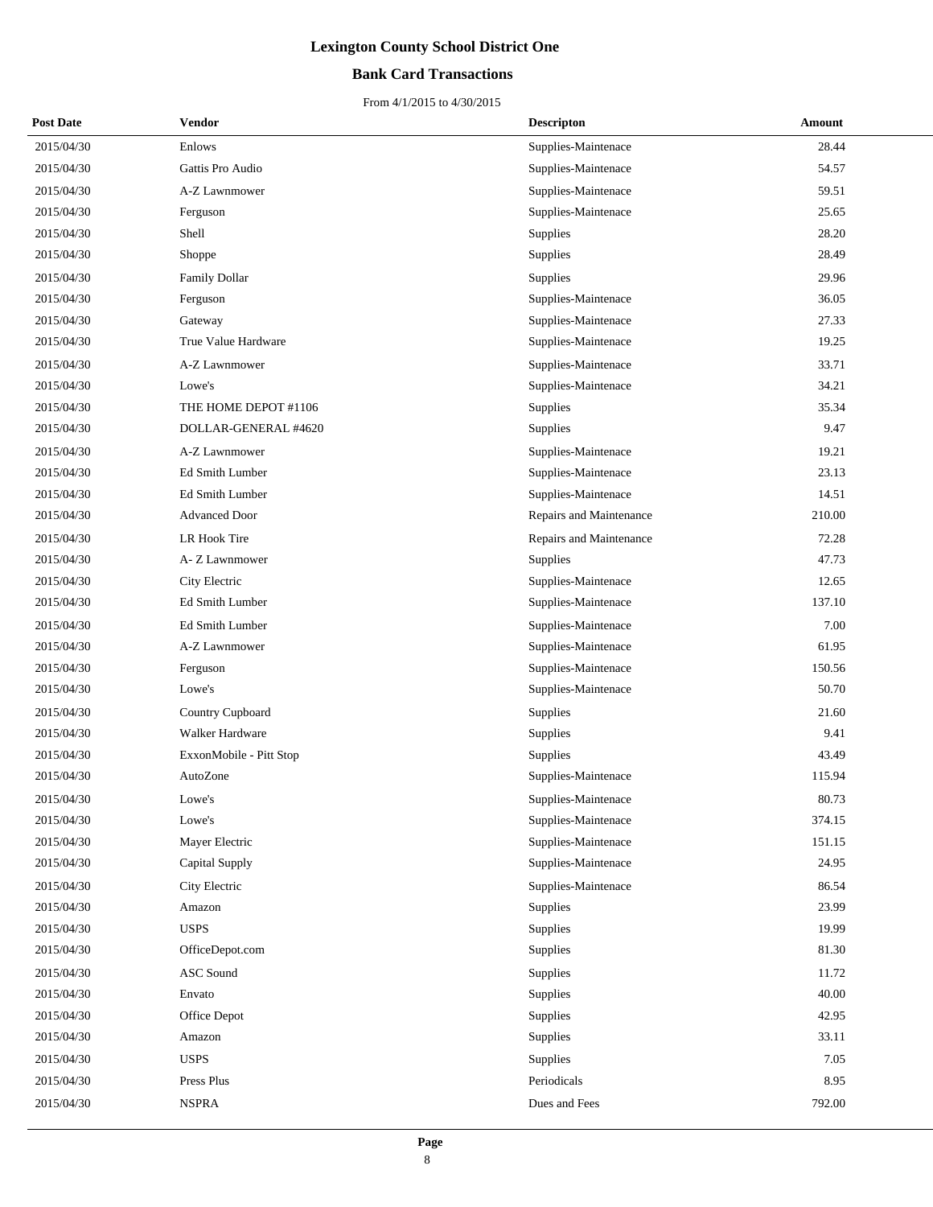# Lexington County School District One

## Bank Card Transactions

From 4/1/2015 to 4/30/2015

| Post Date | Vendor | Descripton | Amount |
|---|---|---|---|
| 2015/04/30 | Enlows | Supplies-Maintenace | 28.44 |
| 2015/04/30 | Gattis Pro Audio | Supplies-Maintenace | 54.57 |
| 2015/04/30 | A-Z Lawnmower | Supplies-Maintenace | 59.51 |
| 2015/04/30 | Ferguson | Supplies-Maintenace | 25.65 |
| 2015/04/30 | Shell | Supplies | 28.20 |
| 2015/04/30 | Shoppe | Supplies | 28.49 |
| 2015/04/30 | Family Dollar | Supplies | 29.96 |
| 2015/04/30 | Ferguson | Supplies-Maintenace | 36.05 |
| 2015/04/30 | Gateway | Supplies-Maintenace | 27.33 |
| 2015/04/30 | True Value Hardware | Supplies-Maintenace | 19.25 |
| 2015/04/30 | A-Z Lawnmower | Supplies-Maintenace | 33.71 |
| 2015/04/30 | Lowe's | Supplies-Maintenace | 34.21 |
| 2015/04/30 | THE HOME DEPOT #1106 | Supplies | 35.34 |
| 2015/04/30 | DOLLAR-GENERAL #4620 | Supplies | 9.47 |
| 2015/04/30 | A-Z Lawnmower | Supplies-Maintenace | 19.21 |
| 2015/04/30 | Ed Smith Lumber | Supplies-Maintenace | 23.13 |
| 2015/04/30 | Ed Smith Lumber | Supplies-Maintenace | 14.51 |
| 2015/04/30 | Advanced Door | Repairs and Maintenance | 210.00 |
| 2015/04/30 | LR Hook Tire | Repairs and Maintenance | 72.28 |
| 2015/04/30 | A- Z Lawnmower | Supplies | 47.73 |
| 2015/04/30 | City Electric | Supplies-Maintenace | 12.65 |
| 2015/04/30 | Ed Smith Lumber | Supplies-Maintenace | 137.10 |
| 2015/04/30 | Ed Smith Lumber | Supplies-Maintenace | 7.00 |
| 2015/04/30 | A-Z Lawnmower | Supplies-Maintenace | 61.95 |
| 2015/04/30 | Ferguson | Supplies-Maintenace | 150.56 |
| 2015/04/30 | Lowe's | Supplies-Maintenace | 50.70 |
| 2015/04/30 | Country Cupboard | Supplies | 21.60 |
| 2015/04/30 | Walker Hardware | Supplies | 9.41 |
| 2015/04/30 | ExxonMobile - Pitt Stop | Supplies | 43.49 |
| 2015/04/30 | AutoZone | Supplies-Maintenace | 115.94 |
| 2015/04/30 | Lowe's | Supplies-Maintenace | 80.73 |
| 2015/04/30 | Lowe's | Supplies-Maintenace | 374.15 |
| 2015/04/30 | Mayer Electric | Supplies-Maintenace | 151.15 |
| 2015/04/30 | Capital Supply | Supplies-Maintenace | 24.95 |
| 2015/04/30 | City Electric | Supplies-Maintenace | 86.54 |
| 2015/04/30 | Amazon | Supplies | 23.99 |
| 2015/04/30 | USPS | Supplies | 19.99 |
| 2015/04/30 | OfficeDepot.com | Supplies | 81.30 |
| 2015/04/30 | ASC Sound | Supplies | 11.72 |
| 2015/04/30 | Envato | Supplies | 40.00 |
| 2015/04/30 | Office Depot | Supplies | 42.95 |
| 2015/04/30 | Amazon | Supplies | 33.11 |
| 2015/04/30 | USPS | Supplies | 7.05 |
| 2015/04/30 | Press Plus | Periodicals | 8.95 |
| 2015/04/30 | NSPRA | Dues and Fees | 792.00 |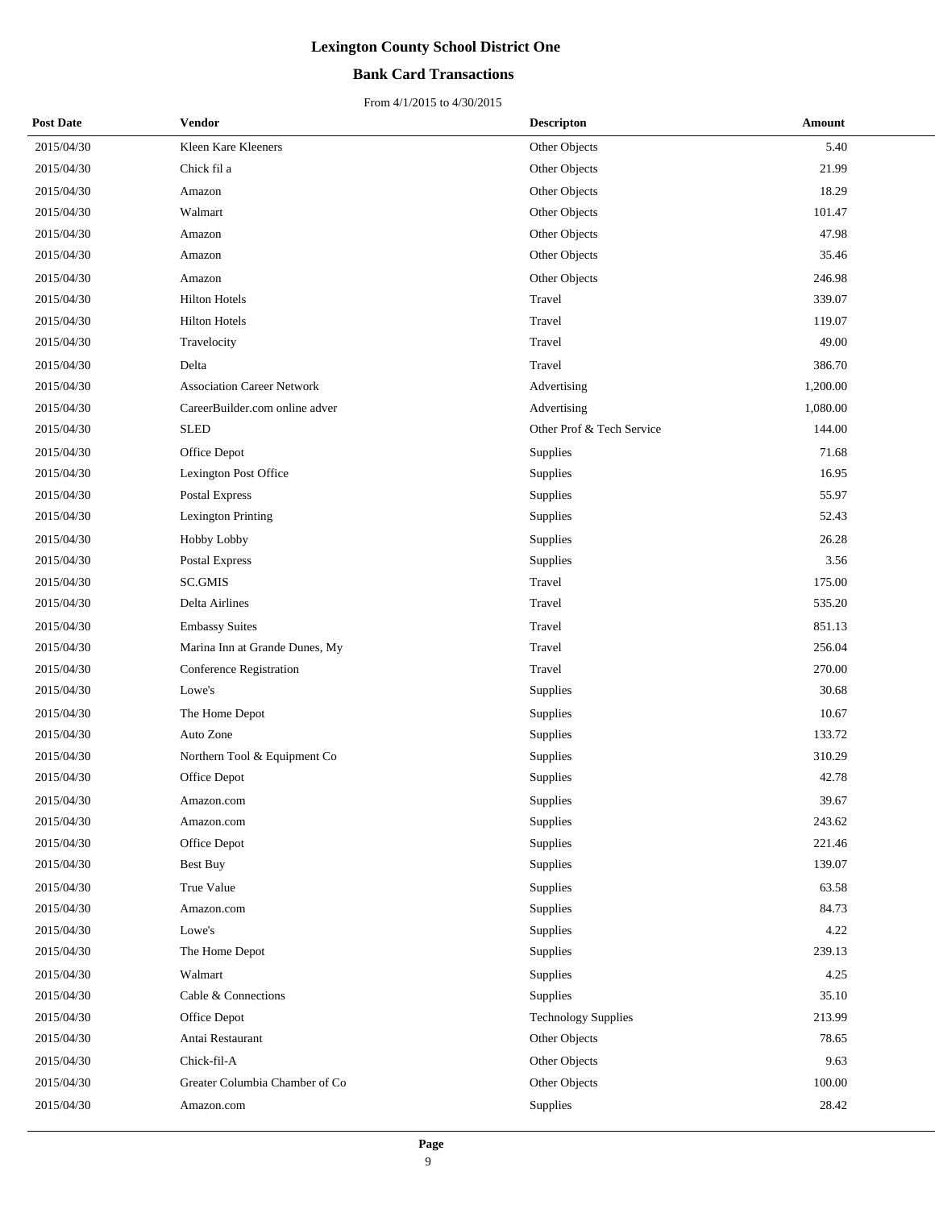# Lexington County School District One

## Bank Card Transactions

From 4/1/2015 to 4/30/2015

| Post Date | Vendor | Descripton | Amount |
|---|---|---|---|
| 2015/04/30 | Kleen Kare Kleeners | Other Objects | 5.40 |
| 2015/04/30 | Chick fil a | Other Objects | 21.99 |
| 2015/04/30 | Amazon | Other Objects | 18.29 |
| 2015/04/30 | Walmart | Other Objects | 101.47 |
| 2015/04/30 | Amazon | Other Objects | 47.98 |
| 2015/04/30 | Amazon | Other Objects | 35.46 |
| 2015/04/30 | Amazon | Other Objects | 246.98 |
| 2015/04/30 | Hilton Hotels | Travel | 339.07 |
| 2015/04/30 | Hilton Hotels | Travel | 119.07 |
| 2015/04/30 | Travelocity | Travel | 49.00 |
| 2015/04/30 | Delta | Travel | 386.70 |
| 2015/04/30 | Association Career Network | Advertising | 1,200.00 |
| 2015/04/30 | CareerBuilder.com online adver | Advertising | 1,080.00 |
| 2015/04/30 | SLED | Other Prof & Tech Service | 144.00 |
| 2015/04/30 | Office Depot | Supplies | 71.68 |
| 2015/04/30 | Lexington Post Office | Supplies | 16.95 |
| 2015/04/30 | Postal Express | Supplies | 55.97 |
| 2015/04/30 | Lexington Printing | Supplies | 52.43 |
| 2015/04/30 | Hobby Lobby | Supplies | 26.28 |
| 2015/04/30 | Postal Express | Supplies | 3.56 |
| 2015/04/30 | SC.GMIS | Travel | 175.00 |
| 2015/04/30 | Delta Airlines | Travel | 535.20 |
| 2015/04/30 | Embassy Suites | Travel | 851.13 |
| 2015/04/30 | Marina Inn at Grande Dunes, My | Travel | 256.04 |
| 2015/04/30 | Conference Registration | Travel | 270.00 |
| 2015/04/30 | Lowe's | Supplies | 30.68 |
| 2015/04/30 | The Home Depot | Supplies | 10.67 |
| 2015/04/30 | Auto Zone | Supplies | 133.72 |
| 2015/04/30 | Northern Tool & Equipment Co | Supplies | 310.29 |
| 2015/04/30 | Office Depot | Supplies | 42.78 |
| 2015/04/30 | Amazon.com | Supplies | 39.67 |
| 2015/04/30 | Amazon.com | Supplies | 243.62 |
| 2015/04/30 | Office Depot | Supplies | 221.46 |
| 2015/04/30 | Best Buy | Supplies | 139.07 |
| 2015/04/30 | True Value | Supplies | 63.58 |
| 2015/04/30 | Amazon.com | Supplies | 84.73 |
| 2015/04/30 | Lowe's | Supplies | 4.22 |
| 2015/04/30 | The Home Depot | Supplies | 239.13 |
| 2015/04/30 | Walmart | Supplies | 4.25 |
| 2015/04/30 | Cable & Connections | Supplies | 35.10 |
| 2015/04/30 | Office Depot | Technology Supplies | 213.99 |
| 2015/04/30 | Antai Restaurant | Other Objects | 78.65 |
| 2015/04/30 | Chick-fil-A | Other Objects | 9.63 |
| 2015/04/30 | Greater Columbia Chamber of Co | Other Objects | 100.00 |
| 2015/04/30 | Amazon.com | Supplies | 28.42 |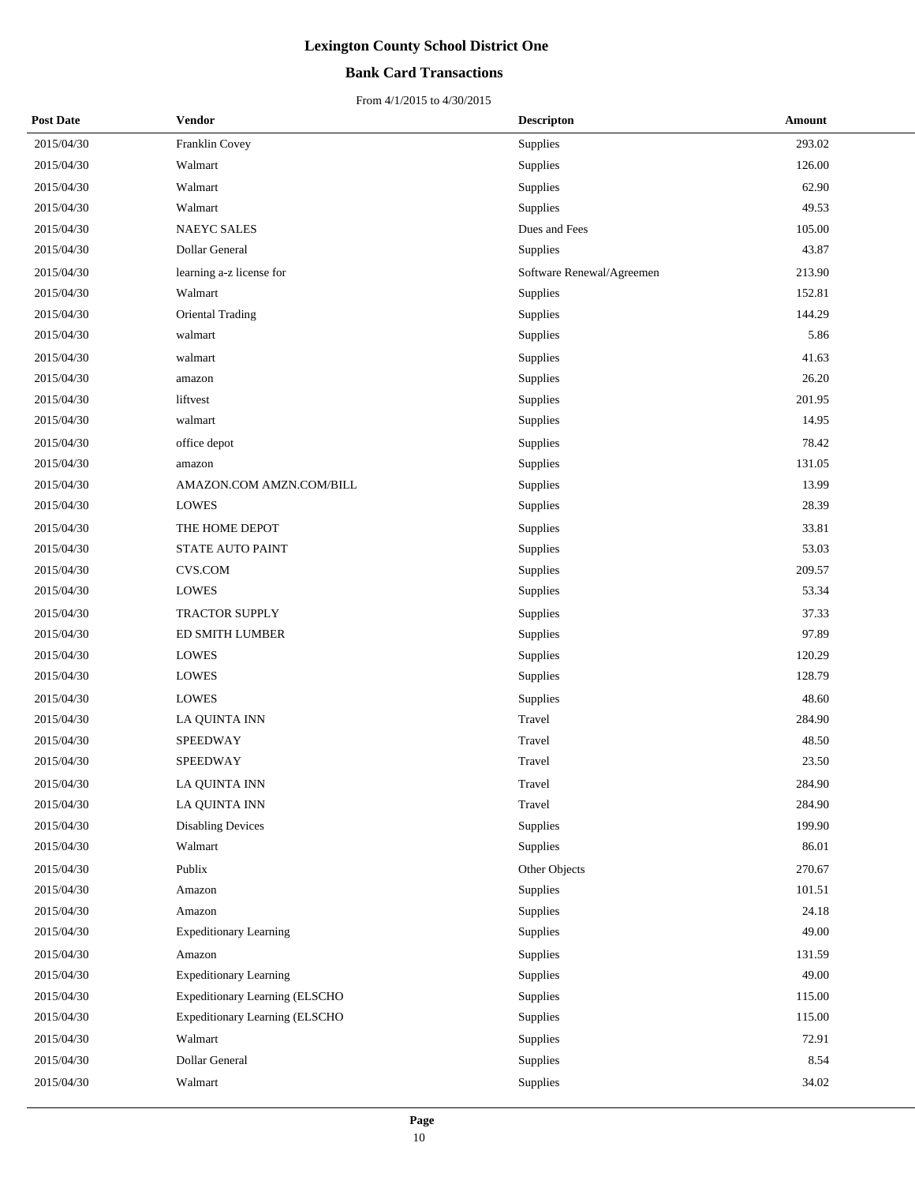# Lexington County School District One

## Bank Card Transactions

From 4/1/2015 to 4/30/2015

| Post Date | Vendor | Descripton | Amount |
|---|---|---|---|
| 2015/04/30 | Franklin Covey | Supplies | 293.02 |
| 2015/04/30 | Walmart | Supplies | 126.00 |
| 2015/04/30 | Walmart | Supplies | 62.90 |
| 2015/04/30 | Walmart | Supplies | 49.53 |
| 2015/04/30 | NAEYC SALES | Dues and Fees | 105.00 |
| 2015/04/30 | Dollar General | Supplies | 43.87 |
| 2015/04/30 | learning a-z license for | Software Renewal/Agreemen | 213.90 |
| 2015/04/30 | Walmart | Supplies | 152.81 |
| 2015/04/30 | Oriental Trading | Supplies | 144.29 |
| 2015/04/30 | walmart | Supplies | 5.86 |
| 2015/04/30 | walmart | Supplies | 41.63 |
| 2015/04/30 | amazon | Supplies | 26.20 |
| 2015/04/30 | liftvest | Supplies | 201.95 |
| 2015/04/30 | walmart | Supplies | 14.95 |
| 2015/04/30 | office depot | Supplies | 78.42 |
| 2015/04/30 | amazon | Supplies | 131.05 |
| 2015/04/30 | AMAZON.COM AMZN.COM/BILL | Supplies | 13.99 |
| 2015/04/30 | LOWES | Supplies | 28.39 |
| 2015/04/30 | THE HOME DEPOT | Supplies | 33.81 |
| 2015/04/30 | STATE AUTO PAINT | Supplies | 53.03 |
| 2015/04/30 | CVS.COM | Supplies | 209.57 |
| 2015/04/30 | LOWES | Supplies | 53.34 |
| 2015/04/30 | TRACTOR SUPPLY | Supplies | 37.33 |
| 2015/04/30 | ED SMITH LUMBER | Supplies | 97.89 |
| 2015/04/30 | LOWES | Supplies | 120.29 |
| 2015/04/30 | LOWES | Supplies | 128.79 |
| 2015/04/30 | LOWES | Supplies | 48.60 |
| 2015/04/30 | LA QUINTA INN | Travel | 284.90 |
| 2015/04/30 | SPEEDWAY | Travel | 48.50 |
| 2015/04/30 | SPEEDWAY | Travel | 23.50 |
| 2015/04/30 | LA QUINTA INN | Travel | 284.90 |
| 2015/04/30 | LA QUINTA INN | Travel | 284.90 |
| 2015/04/30 | Disabling Devices | Supplies | 199.90 |
| 2015/04/30 | Walmart | Supplies | 86.01 |
| 2015/04/30 | Publix | Other Objects | 270.67 |
| 2015/04/30 | Amazon | Supplies | 101.51 |
| 2015/04/30 | Amazon | Supplies | 24.18 |
| 2015/04/30 | Expeditionary Learning | Supplies | 49.00 |
| 2015/04/30 | Amazon | Supplies | 131.59 |
| 2015/04/30 | Expeditionary Learning | Supplies | 49.00 |
| 2015/04/30 | Expeditionary Learning (ELSCHO | Supplies | 115.00 |
| 2015/04/30 | Expeditionary Learning (ELSCHO | Supplies | 115.00 |
| 2015/04/30 | Walmart | Supplies | 72.91 |
| 2015/04/30 | Dollar General | Supplies | 8.54 |
| 2015/04/30 | Walmart | Supplies | 34.02 |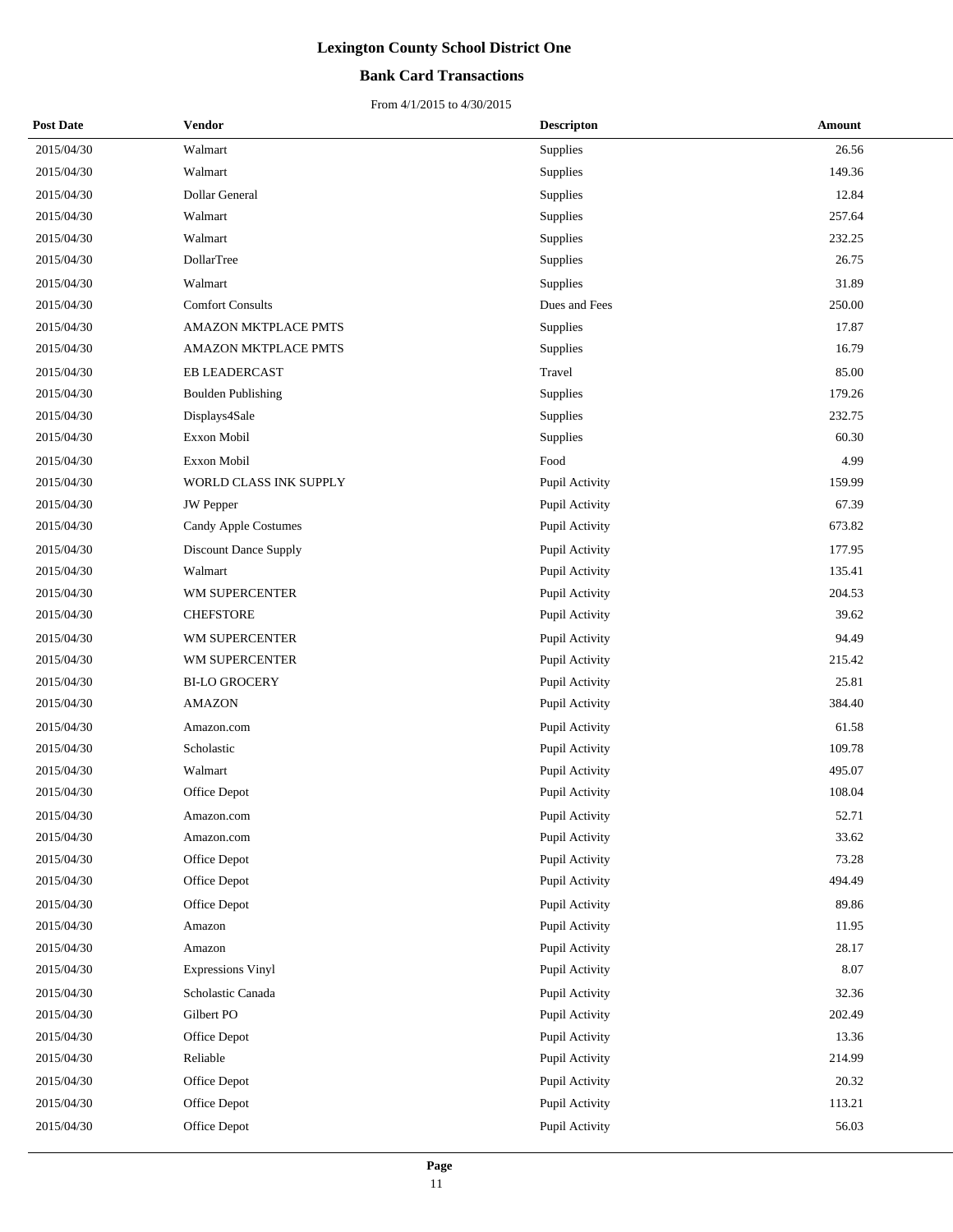# Lexington County School District One

## Bank Card Transactions

From 4/1/2015 to 4/30/2015

| Post Date | Vendor | Descripton | Amount |
|---|---|---|---|
| 2015/04/30 | Walmart | Supplies | 26.56 |
| 2015/04/30 | Walmart | Supplies | 149.36 |
| 2015/04/30 | Dollar General | Supplies | 12.84 |
| 2015/04/30 | Walmart | Supplies | 257.64 |
| 2015/04/30 | Walmart | Supplies | 232.25 |
| 2015/04/30 | DollarTree | Supplies | 26.75 |
| 2015/04/30 | Walmart | Supplies | 31.89 |
| 2015/04/30 | Comfort Consults | Dues and Fees | 250.00 |
| 2015/04/30 | AMAZON MKTPLACE PMTS | Supplies | 17.87 |
| 2015/04/30 | AMAZON MKTPLACE PMTS | Supplies | 16.79 |
| 2015/04/30 | EB LEADERCAST | Travel | 85.00 |
| 2015/04/30 | Boulden Publishing | Supplies | 179.26 |
| 2015/04/30 | Displays4Sale | Supplies | 232.75 |
| 2015/04/30 | Exxon Mobil | Supplies | 60.30 |
| 2015/04/30 | Exxon Mobil | Food | 4.99 |
| 2015/04/30 | WORLD CLASS INK SUPPLY | Pupil Activity | 159.99 |
| 2015/04/30 | JW Pepper | Pupil Activity | 67.39 |
| 2015/04/30 | Candy Apple Costumes | Pupil Activity | 673.82 |
| 2015/04/30 | Discount Dance Supply | Pupil Activity | 177.95 |
| 2015/04/30 | Walmart | Pupil Activity | 135.41 |
| 2015/04/30 | WM SUPERCENTER | Pupil Activity | 204.53 |
| 2015/04/30 | CHEFSTORE | Pupil Activity | 39.62 |
| 2015/04/30 | WM SUPERCENTER | Pupil Activity | 94.49 |
| 2015/04/30 | WM SUPERCENTER | Pupil Activity | 215.42 |
| 2015/04/30 | BI-LO GROCERY | Pupil Activity | 25.81 |
| 2015/04/30 | AMAZON | Pupil Activity | 384.40 |
| 2015/04/30 | Amazon.com | Pupil Activity | 61.58 |
| 2015/04/30 | Scholastic | Pupil Activity | 109.78 |
| 2015/04/30 | Walmart | Pupil Activity | 495.07 |
| 2015/04/30 | Office Depot | Pupil Activity | 108.04 |
| 2015/04/30 | Amazon.com | Pupil Activity | 52.71 |
| 2015/04/30 | Amazon.com | Pupil Activity | 33.62 |
| 2015/04/30 | Office Depot | Pupil Activity | 73.28 |
| 2015/04/30 | Office Depot | Pupil Activity | 494.49 |
| 2015/04/30 | Office Depot | Pupil Activity | 89.86 |
| 2015/04/30 | Amazon | Pupil Activity | 11.95 |
| 2015/04/30 | Amazon | Pupil Activity | 28.17 |
| 2015/04/30 | Expressions Vinyl | Pupil Activity | 8.07 |
| 2015/04/30 | Scholastic Canada | Pupil Activity | 32.36 |
| 2015/04/30 | Gilbert PO | Pupil Activity | 202.49 |
| 2015/04/30 | Office Depot | Pupil Activity | 13.36 |
| 2015/04/30 | Reliable | Pupil Activity | 214.99 |
| 2015/04/30 | Office Depot | Pupil Activity | 20.32 |
| 2015/04/30 | Office Depot | Pupil Activity | 113.21 |
| 2015/04/30 | Office Depot | Pupil Activity | 56.03 |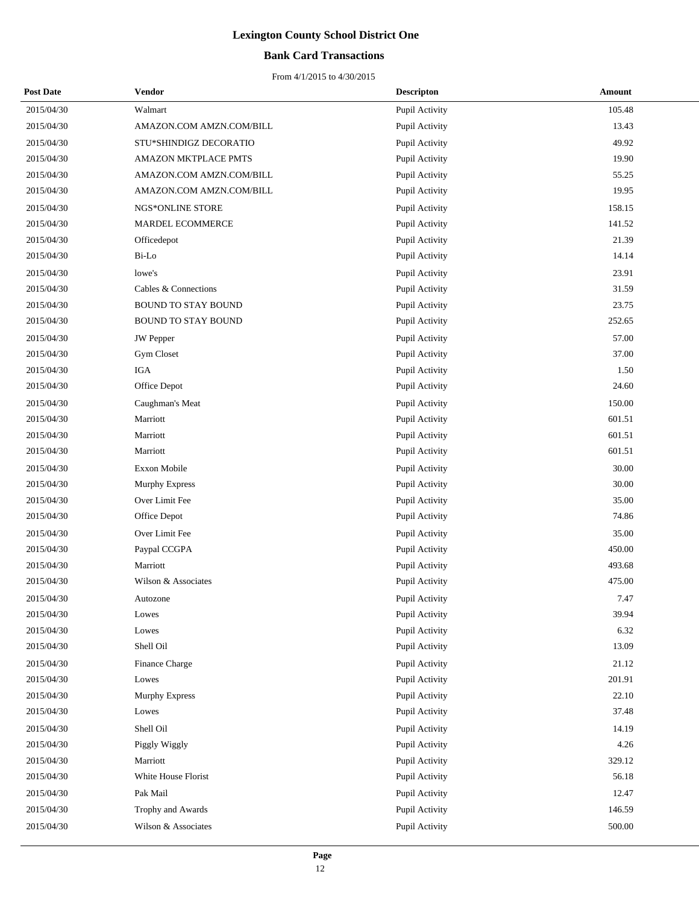# Lexington County School District One

## Bank Card Transactions

From 4/1/2015 to 4/30/2015

| Post Date | Vendor | Descripton | Amount |
|---|---|---|---|
| 2015/04/30 | Walmart | Pupil Activity | 105.48 |
| 2015/04/30 | AMAZON.COM AMZN.COM/BILL | Pupil Activity | 13.43 |
| 2015/04/30 | STU*SHINDIGZ DECORATIO | Pupil Activity | 49.92 |
| 2015/04/30 | AMAZON MKTPLACE PMTS | Pupil Activity | 19.90 |
| 2015/04/30 | AMAZON.COM AMZN.COM/BILL | Pupil Activity | 55.25 |
| 2015/04/30 | AMAZON.COM AMZN.COM/BILL | Pupil Activity | 19.95 |
| 2015/04/30 | NGS*ONLINE STORE | Pupil Activity | 158.15 |
| 2015/04/30 | MARDEL ECOMMERCE | Pupil Activity | 141.52 |
| 2015/04/30 | Officedepot | Pupil Activity | 21.39 |
| 2015/04/30 | Bi-Lo | Pupil Activity | 14.14 |
| 2015/04/30 | lowe's | Pupil Activity | 23.91 |
| 2015/04/30 | Cables & Connections | Pupil Activity | 31.59 |
| 2015/04/30 | BOUND TO STAY BOUND | Pupil Activity | 23.75 |
| 2015/04/30 | BOUND TO STAY BOUND | Pupil Activity | 252.65 |
| 2015/04/30 | JW Pepper | Pupil Activity | 57.00 |
| 2015/04/30 | Gym Closet | Pupil Activity | 37.00 |
| 2015/04/30 | IGA | Pupil Activity | 1.50 |
| 2015/04/30 | Office Depot | Pupil Activity | 24.60 |
| 2015/04/30 | Caughman's Meat | Pupil Activity | 150.00 |
| 2015/04/30 | Marriott | Pupil Activity | 601.51 |
| 2015/04/30 | Marriott | Pupil Activity | 601.51 |
| 2015/04/30 | Marriott | Pupil Activity | 601.51 |
| 2015/04/30 | Exxon Mobile | Pupil Activity | 30.00 |
| 2015/04/30 | Murphy Express | Pupil Activity | 30.00 |
| 2015/04/30 | Over Limit Fee | Pupil Activity | 35.00 |
| 2015/04/30 | Office Depot | Pupil Activity | 74.86 |
| 2015/04/30 | Over Limit Fee | Pupil Activity | 35.00 |
| 2015/04/30 | Paypal CCGPA | Pupil Activity | 450.00 |
| 2015/04/30 | Marriott | Pupil Activity | 493.68 |
| 2015/04/30 | Wilson & Associates | Pupil Activity | 475.00 |
| 2015/04/30 | Autozone | Pupil Activity | 7.47 |
| 2015/04/30 | Lowes | Pupil Activity | 39.94 |
| 2015/04/30 | Lowes | Pupil Activity | 6.32 |
| 2015/04/30 | Shell Oil | Pupil Activity | 13.09 |
| 2015/04/30 | Finance Charge | Pupil Activity | 21.12 |
| 2015/04/30 | Lowes | Pupil Activity | 201.91 |
| 2015/04/30 | Murphy Express | Pupil Activity | 22.10 |
| 2015/04/30 | Lowes | Pupil Activity | 37.48 |
| 2015/04/30 | Shell Oil | Pupil Activity | 14.19 |
| 2015/04/30 | Piggly Wiggly | Pupil Activity | 4.26 |
| 2015/04/30 | Marriott | Pupil Activity | 329.12 |
| 2015/04/30 | White House Florist | Pupil Activity | 56.18 |
| 2015/04/30 | Pak Mail | Pupil Activity | 12.47 |
| 2015/04/30 | Trophy and Awards | Pupil Activity | 146.59 |
| 2015/04/30 | Wilson & Associates | Pupil Activity | 500.00 |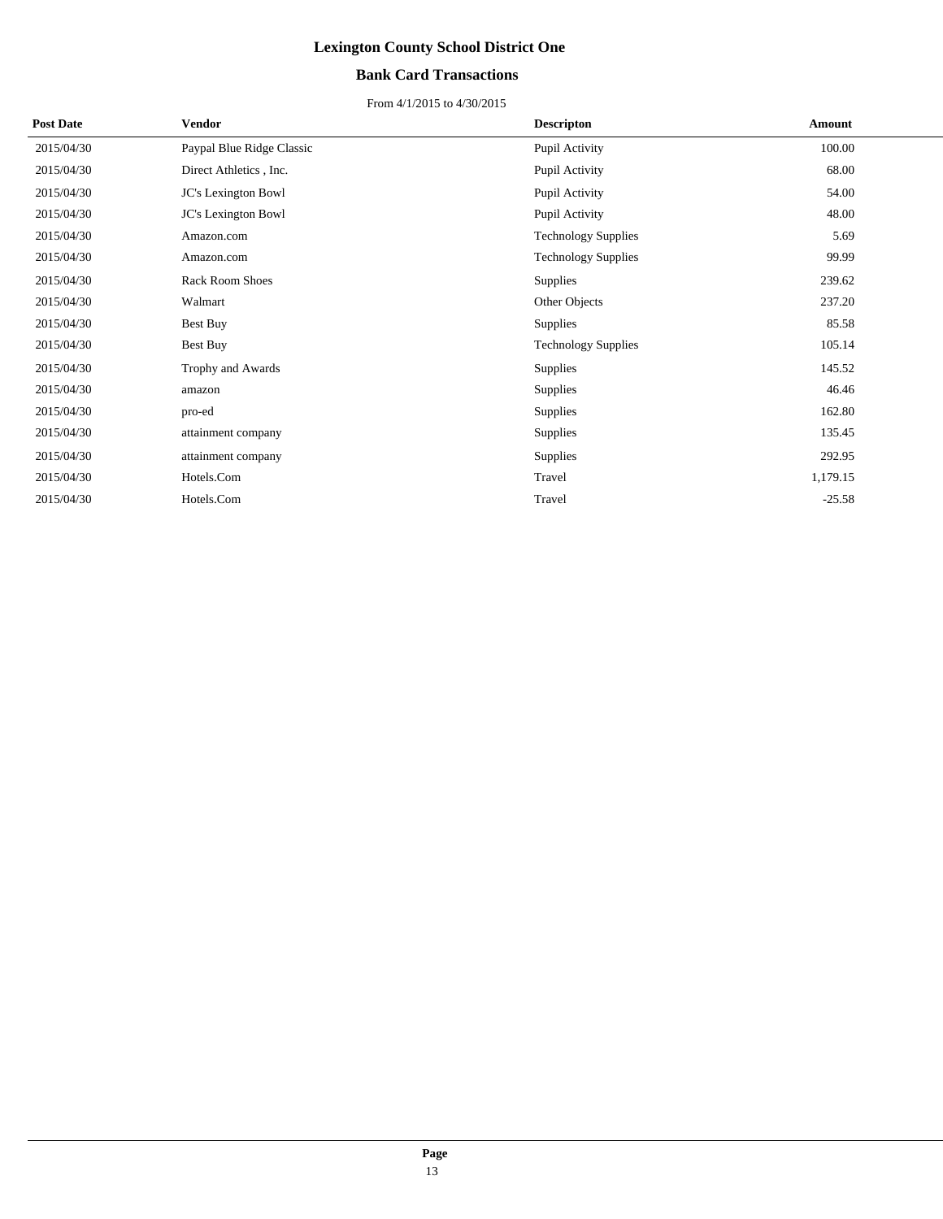# Lexington County School District One

## Bank Card Transactions

From 4/1/2015 to 4/30/2015

| Post Date | Vendor | Descripton | Amount |
| --- | --- | --- | --- |
| 2015/04/30 | Paypal Blue Ridge Classic | Pupil Activity | 100.00 |
| 2015/04/30 | Direct Athletics , Inc. | Pupil Activity | 68.00 |
| 2015/04/30 | JC's Lexington Bowl | Pupil Activity | 54.00 |
| 2015/04/30 | JC's Lexington Bowl | Pupil Activity | 48.00 |
| 2015/04/30 | Amazon.com | Technology Supplies | 5.69 |
| 2015/04/30 | Amazon.com | Technology Supplies | 99.99 |
| 2015/04/30 | Rack Room Shoes | Supplies | 239.62 |
| 2015/04/30 | Walmart | Other Objects | 237.20 |
| 2015/04/30 | Best Buy | Supplies | 85.58 |
| 2015/04/30 | Best Buy | Technology Supplies | 105.14 |
| 2015/04/30 | Trophy and Awards | Supplies | 145.52 |
| 2015/04/30 | amazon | Supplies | 46.46 |
| 2015/04/30 | pro-ed | Supplies | 162.80 |
| 2015/04/30 | attainment company | Supplies | 135.45 |
| 2015/04/30 | attainment company | Supplies | 292.95 |
| 2015/04/30 | Hotels.Com | Travel | 1,179.15 |
| 2015/04/30 | Hotels.Com | Travel | -25.58 |